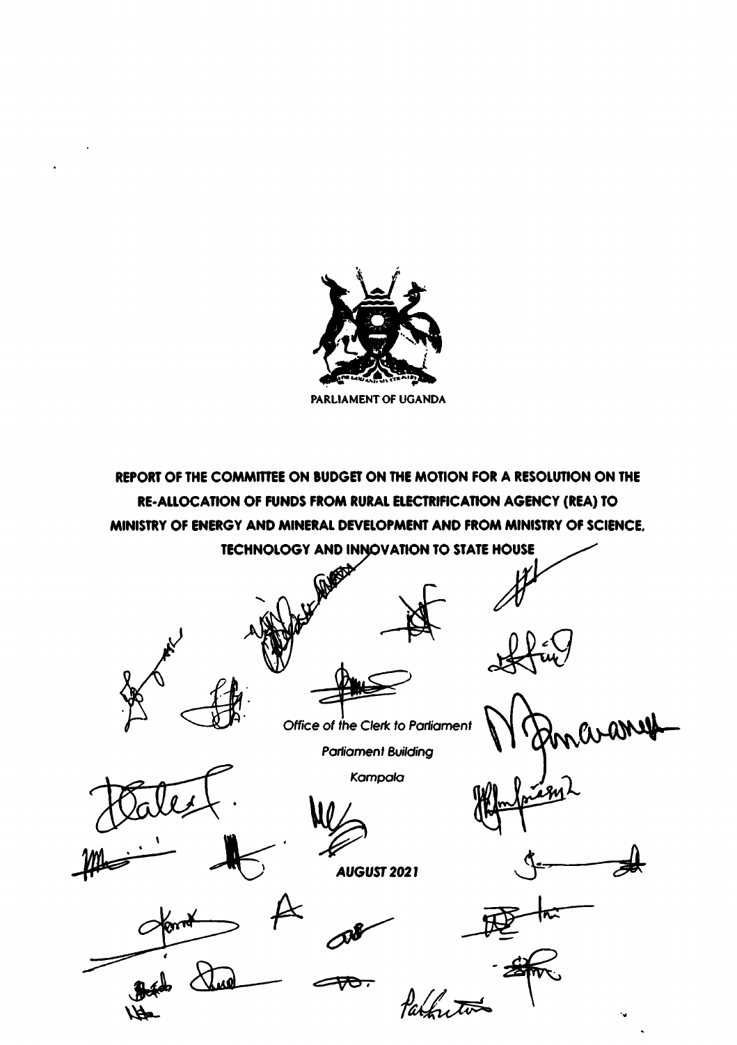PARLIAMENT OF UGANDA

# REPORT OF THE COMMITTEE ON BUDGET ON THE MOTION FOR A RESOLUTION ON THE RE-ALLOCATION OF FUNDS FROM RURAL ELECTRIFICATION AGENCY (REA) TO MINISTRY OF ENERGY AND MINERAL DEVELOPMENT AND FROM MINISTRY OF SCIENCE, TECHNOLOGY AND INNOVATION TO STATE HOUSE

*Office of the Clerk to Parliament*

*Parliament Building*

*Kampala*

***AUGUST 2021***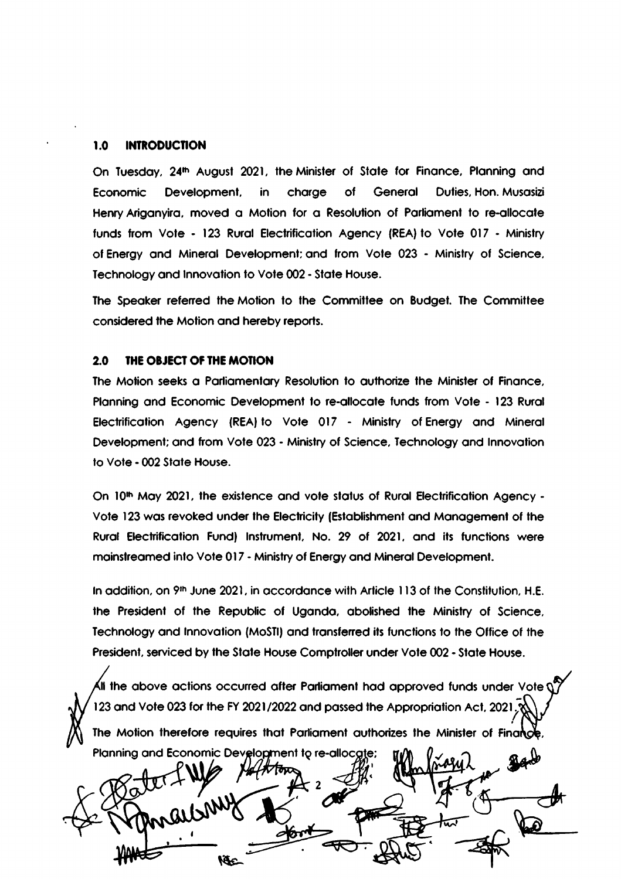## 1.0 INTRODUCTION

On Tuesday, 24th August 2021, the Minister of State for Finance, Planning and Economic Development, in charge of General Duties, Hon. Musasizi Henry Ariganyira, moved a Motion for a Resolution of Parliament to re-allocate funds from Vote - 123 Rural Electrification Agency (REA) to Vote 017 - Ministry of Energy and Mineral Development; and from Vote 023 - Ministry of Science, Technology and Innovation to Vote 002 - State House.

The Speaker referred the Motion to the Committee on Budget. The Committee considered the Motion and hereby reports.

## 2.0 THE OBJECT OF THE MOTION

The Motion seeks a Parliamentary Resolution to authorize the Minister of Finance, Planning and Economic Development to re-allocate funds from Vote - 123 Rural Electrification Agency (REA) to Vote 017 - Ministry of Energy and Mineral Development; and from Vote 023 - Ministry of Science, Technology and Innovation to Vote - 002 State House.

On 10th May 2021, the existence and vote status of Rural Electrification Agency - Vote 123 was revoked under the Electricity (Establishment and Management of the Rural Electrification Fund) Instrument, No. 29 of 2021, and its functions were mainstreamed into Vote 017 - Ministry of Energy and Mineral Development.

In addition, on 9th June 2021, in accordance with Article 113 of the Constitution, H.E. the President of the Republic of Uganda, abolished the Ministry of Science, Technology and Innovation (MoSTI) and transferred its functions to the Office of the President, serviced by the State House Comptroller under Vote 002 - State House.

All the above actions occurred after Parliament had approved funds under Vote 123 and Vote 023 for the FY 2021/2022 and passed the Appropriation Act, 2021.

The Motion therefore requires that Parliament authorizes the Minister of Finance, Planning and Economic Development to re-allocate: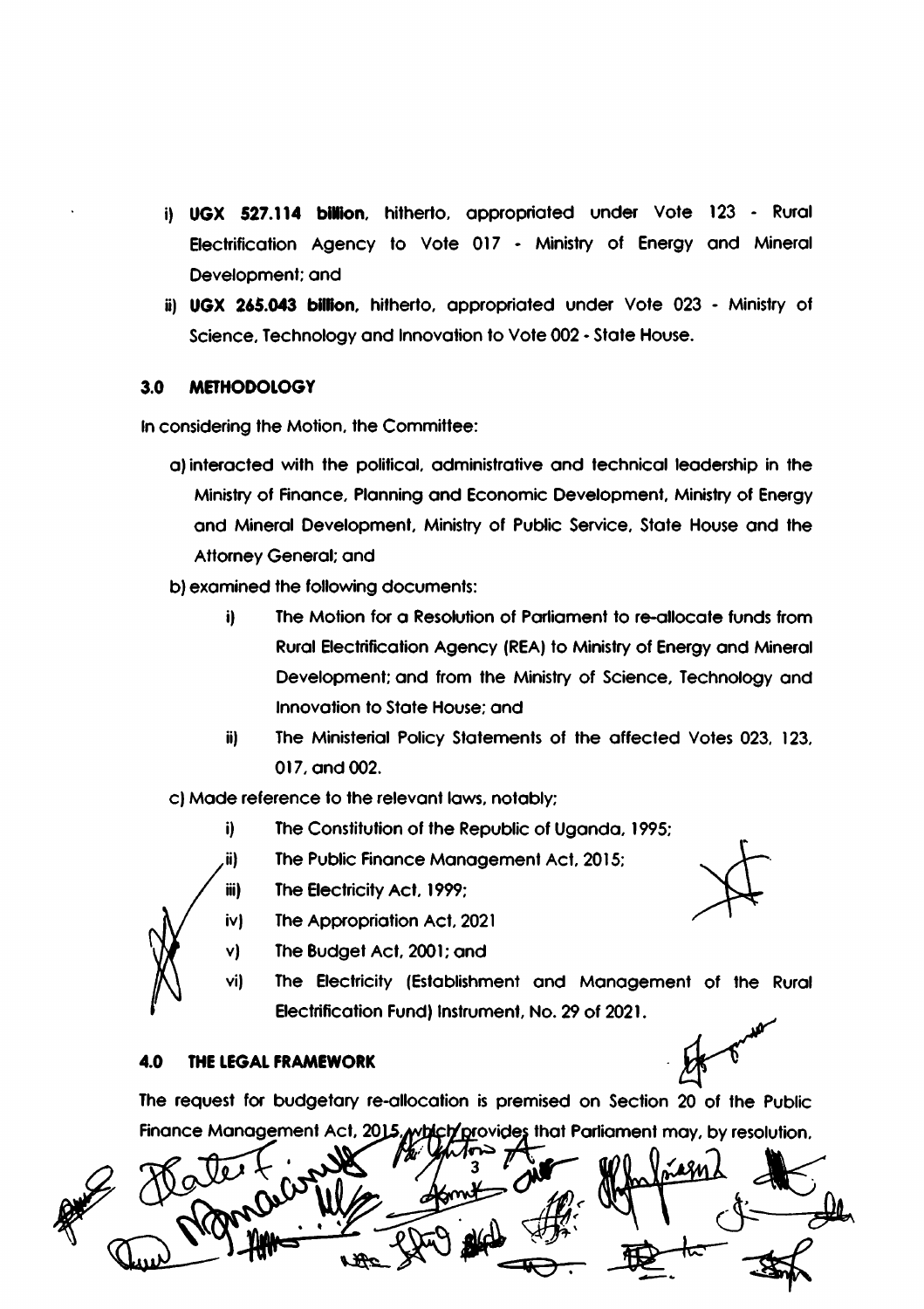i) **UGX 527.114 billion**, hitherto, appropriated under Vote 123 - Rural Electrification Agency to Vote 017 - Ministry of Energy and Mineral Development; and

ii) **UGX 265.043 billion**, hitherto, appropriated under Vote 023 - Ministry of Science, Technology and Innovation to Vote 002 - State House.

## 3.0 METHODOLOGY

In considering the Motion, the Committee:

a) interacted with the political, administrative and technical leadership in the Ministry of Finance, Planning and Economic Development, Ministry of Energy and Mineral Development, Ministry of Public Service, State House and the Attorney General; and

b) examined the following documents:

   i) The Motion for a Resolution of Parliament to re-allocate funds from Rural Electrification Agency (REA) to Ministry of Energy and Mineral Development; and from the Ministry of Science, Technology and Innovation to State House; and

   ii) The Ministerial Policy Statements of the affected Votes 023, 123, 017, and 002.

c) Made reference to the relevant laws, notably;

   i) The Constitution of the Republic of Uganda, 1995;

   ii) The Public Finance Management Act, 2015;

   iii) The Electricity Act, 1999;

   iv) The Appropriation Act, 2021

   v) The Budget Act, 2001; and

   vi) The Electricity (Establishment and Management of the Rural Electrification Fund) Instrument, No. 29 of 2021.

## 4.0 THE LEGAL FRAMEWORK

The request for budgetary re-allocation is premised on Section 20 of the Public Finance Management Act, 2015, which provides that Parliament may, by resolution,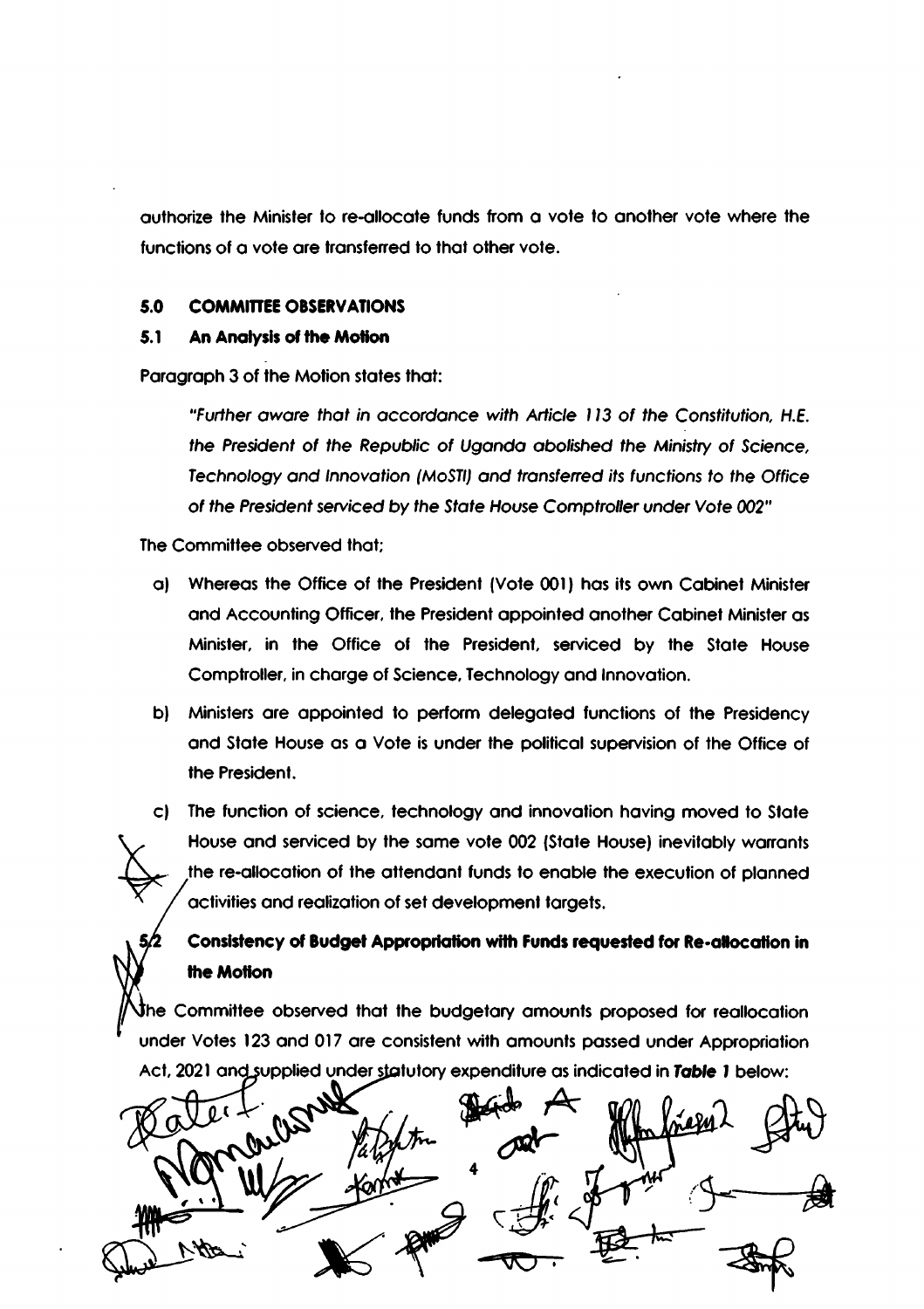authorize the Minister to re-allocate funds from a vote to another vote where the functions of a vote are transferred to that other vote.

## 5.0 COMMITTEE OBSERVATIONS

### 5.1 An Analysis of the Motion

Paragraph 3 of the Motion states that:

> *"Further aware that in accordance with Article 113 of the Constitution, H.E. the President of the Republic of Uganda abolished the Ministry of Science, Technology and Innovation (MoSTI) and transferred its functions to the Office of the President serviced by the State House Comptroller under Vote 002"*

The Committee observed that;

a) Whereas the Office of the President (Vote 001) has its own Cabinet Minister and Accounting Officer, the President appointed another Cabinet Minister as Minister, in the Office of the President, serviced by the State House Comptroller, in charge of Science, Technology and Innovation.

b) Ministers are appointed to perform delegated functions of the Presidency and State House as a Vote is under the political supervision of the Office of the President.

c) The function of science, technology and innovation having moved to State House and serviced by the same vote 002 (State House) inevitably warrants the re-allocation of the attendant funds to enable the execution of planned activities and realization of set development targets.

### 5.2 Consistency of Budget Appropriation with Funds requested for Re-allocation in the Motion

The Committee observed that the budgetary amounts proposed for reallocation under Votes 123 and 017 are consistent with amounts passed under Appropriation Act, 2021 and supplied under statutory expenditure as indicated in ***Table 1*** below: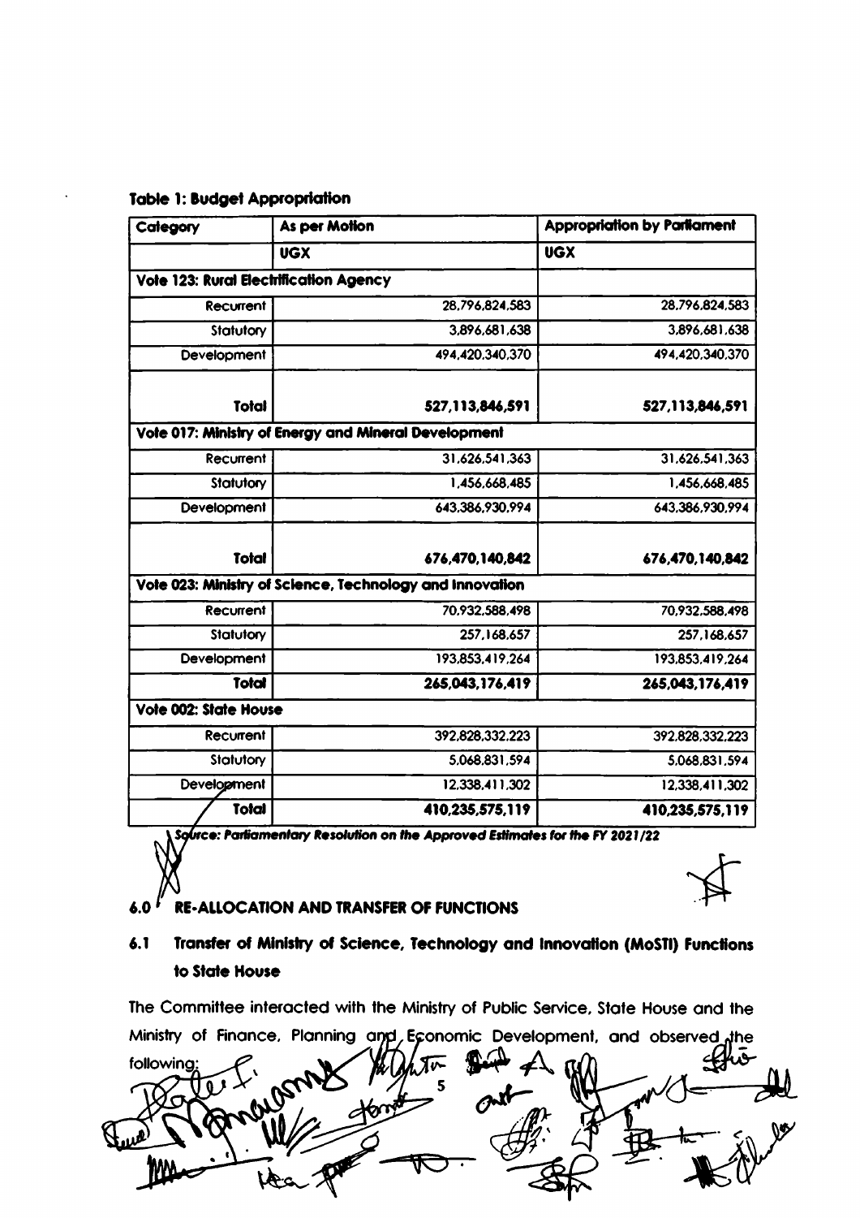**Table 1: Budget Appropriation**

| Category | As per Motion | Appropriation by Parliament |
|---|---|---|
| | UGX | UGX |
| **Vote 123: Rural Electrification Agency** | | |
| Recurrent | 28,796,824,583 | 28,796,824,583 |
| Statutory | 3,896,681,638 | 3,896,681,638 |
| Development | 494,420,340,370 | 494,420,340,370 |
| **Total** | **527,113,846,591** | **527,113,846,591** |
| **Vote 017: Ministry of Energy and Mineral Development** | | |
| Recurrent | 31,626,541,363 | 31,626,541,363 |
| Statutory | 1,456,668,485 | 1,456,668,485 |
| Development | 643,386,930,994 | 643,386,930,994 |
| **Total** | **676,470,140,842** | **676,470,140,842** |
| **Vote 023: Ministry of Science, Technology and Innovation** | | |
| Recurrent | 70,932,588,498 | 70,932,588,498 |
| Statutory | 257,168,657 | 257,168,657 |
| Development | 193,853,419,264 | 193,853,419,264 |
| **Total** | **265,043,176,419** | **265,043,176,419** |
| **Vote 002: State House** | | |
| Recurrent | 392,828,332,223 | 392,828,332,223 |
| Statutory | 5,068,831,594 | 5,068,831,594 |
| Development | 12,338,411,302 | 12,338,411,302 |
| **Total** | **410,235,575,119** | **410,235,575,119** |

***Source: Parliamentary Resolution on the Approved Estimates for the FY 2021/22***

## 6.0 RE-ALLOCATION AND TRANSFER OF FUNCTIONS

### 6.1 Transfer of Ministry of Science, Technology and Innovation (MoSTI) Functions to State House

The Committee interacted with the Ministry of Public Service, State House and the Ministry of Finance, Planning and Economic Development, and observed the following: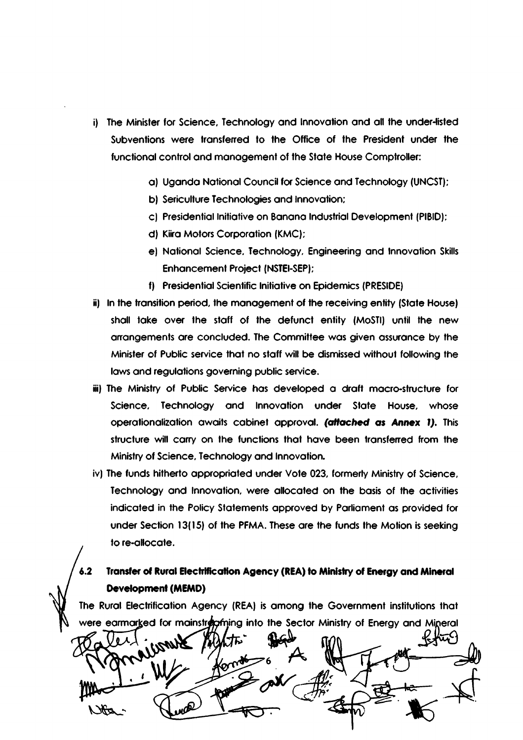i) The Minister for Science, Technology and Innovation and all the under-listed Subventions were transferred to the Office of the President under the functional control and management of the State House Comptroller:

   a) Uganda National Council for Science and Technology (UNCST);
   b) Sericulture Technologies and Innovation;
   c) Presidential Initiative on Banana Industrial Development (PIBID);
   d) Kiira Motors Corporation (KMC);
   e) National Science, Technology, Engineering and Innovation Skills Enhancement Project (NSTEI-SEP);
   f) Presidential Scientific Initiative on Epidemics (PRESIDE)

ii) In the transition period, the management of the receiving entity (State House) shall take over the staff of the defunct entity (MoSTI) until the new arrangements are concluded. The Committee was given assurance by the Minister of Public service that no staff will be dismissed without following the laws and regulations governing public service.

iii) The Ministry of Public Service has developed a draft macro-structure for Science, Technology and Innovation under State House, whose operationalization awaits cabinet approval. ***(attached as Annex 1).*** This structure will carry on the functions that have been transferred from the Ministry of Science, Technology and Innovation.

iv) The funds hitherto appropriated under Vote 023, formerly Ministry of Science, Technology and Innovation, were allocated on the basis of the activities indicated in the Policy Statements approved by Parliament as provided for under Section 13(15) of the PFMA. These are the funds the Motion is seeking to re-allocate.

### 6.2 Transfer of Rural Electrification Agency (REA) to Ministry of Energy and Mineral Development (MEMD)

The Rural Electrification Agency (REA) is among the Government institutions that were earmarked for mainstreaming into the Sector Ministry of Energy and Mineral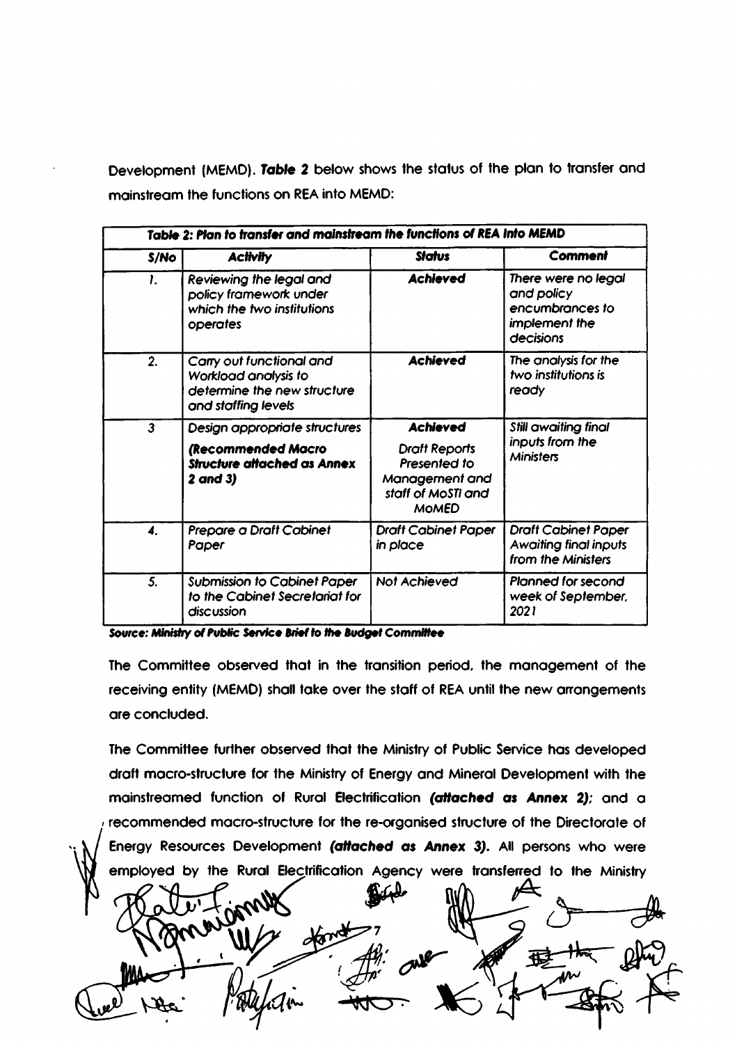Development (MEMD). ***Table 2*** below shows the status of the plan to transfer and mainstream the functions on REA into MEMD:

| ***Table 2: Plan to transfer and mainstream the functions of REA into MEMD*** | | | |
|---|---|---|---|
| ***S/No*** | ***Activity*** | ***Status*** | ***Comment*** |
| *1.* | *Reviewing the legal and policy framework under which the two institutions operates* | ***Achieved*** | *There were no legal and policy encumbrances to implement the decisions* |
| *2.* | *Carry out functional and Workload analysis to determine the new structure and staffing levels* | ***Achieved*** | *The analysis for the two institutions is ready* |
| *3* | *Design appropriate structures* ***(Recommended Macro Structure attached as Annex 2 and 3)*** | ***Achieved*** *Draft Reports Presented to Management and staff of MoSTI and MoMED* | *Still awaiting final inputs from the Ministers* |
| *4.* | *Prepare a Draft Cabinet Paper* | *Draft Cabinet Paper in place* | *Draft Cabinet Paper Awaiting final inputs from the Ministers* |
| *5.* | *Submission to Cabinet Paper to the Cabinet Secretariat for discussion* | *Not Achieved* | *Planned for second week of September, 2021* |

***Source: Ministry of Public Service Brief to the Budget Committee***

The Committee observed that in the transition period, the management of the receiving entity (MEMD) shall take over the staff of REA until the new arrangements are concluded.

The Committee further observed that the Ministry of Public Service has developed draft macro-structure for the Ministry of Energy and Mineral Development with the mainstreamed function of Rural Electrification ***(attached as Annex 2)***; and a recommended macro-structure for the re-organised structure of the Directorate of Energy Resources Development ***(attached as Annex 3)***. All persons who were employed by the Rural Electrification Agency were transferred to the Ministry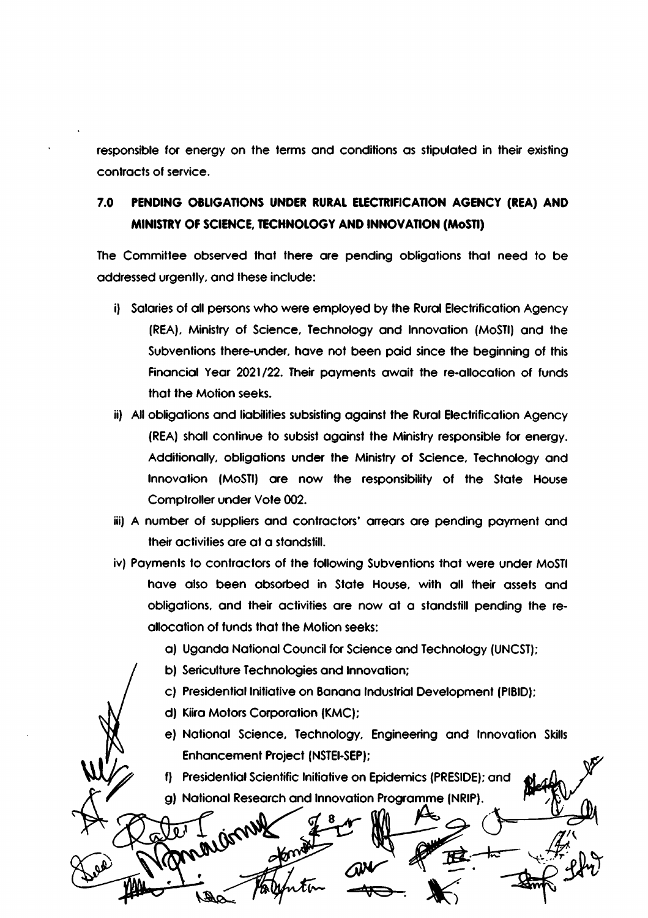responsible for energy on the terms and conditions as stipulated in their existing contracts of service.

## 7.0 PENDING OBLIGATIONS UNDER RURAL ELECTRIFICATION AGENCY (REA) AND MINISTRY OF SCIENCE, TECHNOLOGY AND INNOVATION (MoSTI)

The Committee observed that there are pending obligations that need to be addressed urgently, and these include:

i) Salaries of all persons who were employed by the Rural Electrification Agency (REA), Ministry of Science, Technology and Innovation (MoSTI) and the Subventions there-under, have not been paid since the beginning of this Financial Year 2021/22. Their payments await the re-allocation of funds that the Motion seeks.

ii) All obligations and liabilities subsisting against the Rural Electrification Agency (REA) shall continue to subsist against the Ministry responsible for energy. Additionally, obligations under the Ministry of Science, Technology and Innovation (MoSTI) are now the responsibility of the State House Comptroller under Vote 002.

iii) A number of suppliers and contractors' arrears are pending payment and their activities are at a standstill.

iv) Payments to contractors of the following Subventions that were under MoSTI have also been absorbed in State House, with all their assets and obligations, and their activities are now at a standstill pending the re-allocation of funds that the Motion seeks:

   a) Uganda National Council for Science and Technology (UNCST);
   b) Sericulture Technologies and Innovation;
   c) Presidential Initiative on Banana Industrial Development (PIBID);
   d) Kiira Motors Corporation (KMC);
   e) National Science, Technology, Engineering and Innovation Skills Enhancement Project (NSTEI-SEP);
   f) Presidential Scientific Initiative on Epidemics (PRESIDE); and
   g) National Research and Innovation Programme (NRIP).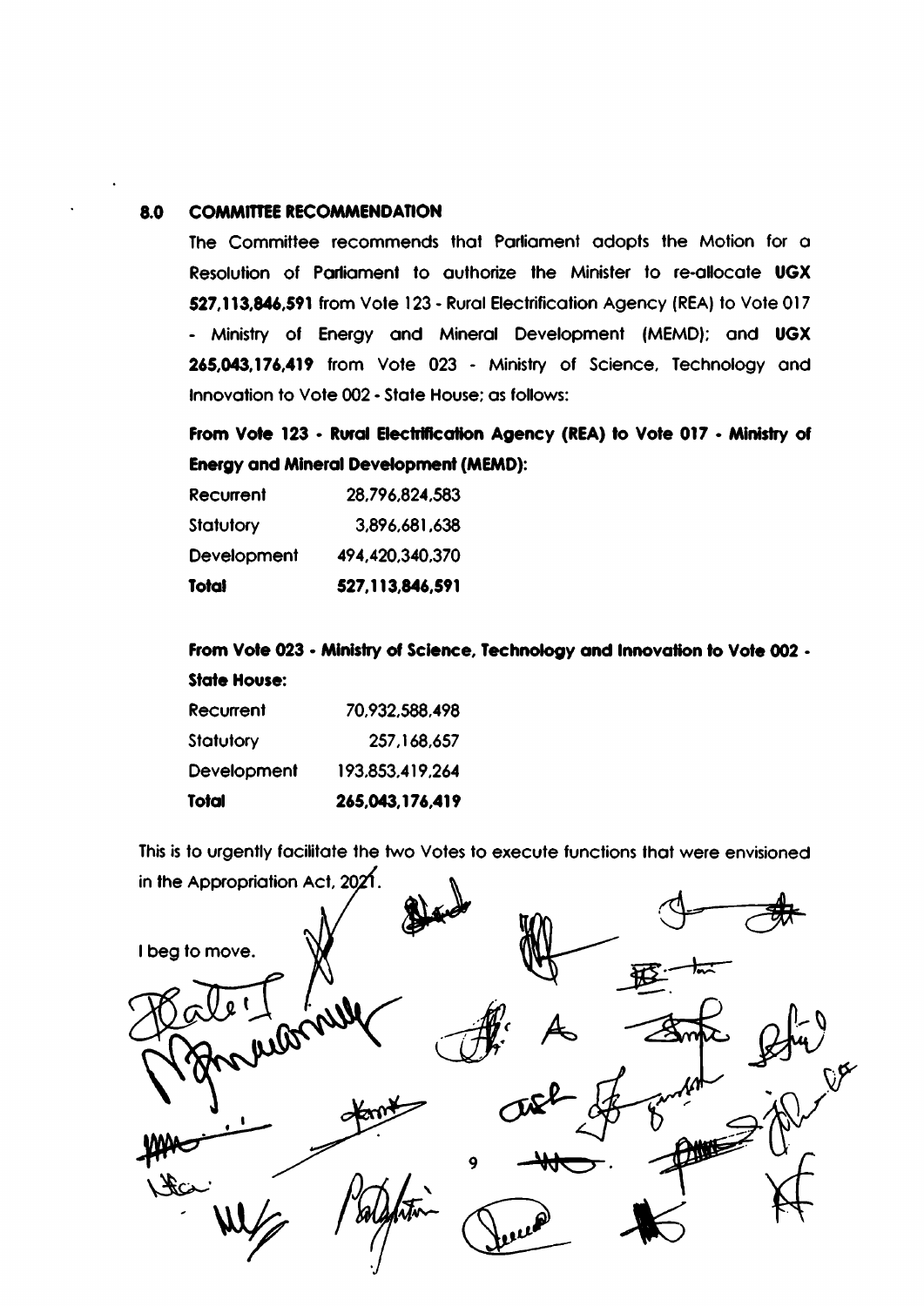## 8.0 COMMITTEE RECOMMENDATION

The Committee recommends that Parliament adopts the Motion for a Resolution of Parliament to authorize the Minister to re-allocate **UGX 527,113,846,591** from Vote 123 - Rural Electrification Agency (REA) to Vote 017 - Ministry of Energy and Mineral Development (MEMD); and **UGX 265,043,176,419** from Vote 023 - Ministry of Science, Technology and Innovation to Vote 002 - State House; as follows:

**From Vote 123 - Rural Electrification Agency (REA) to Vote 017 - Ministry of Energy and Mineral Development (MEMD):**

| | |
|---|---|
| Recurrent | 28,796,824,583 |
| Statutory | 3,896,681,638 |
| Development | 494,420,340,370 |
| **Total** | **527,113,846,591** |

**From Vote 023 - Ministry of Science, Technology and Innovation to Vote 002 - State House:**

| | |
|---|---|
| Recurrent | 70,932,588,498 |
| Statutory | 257,168,657 |
| Development | 193,853,419,264 |
| **Total** | **265,043,176,419** |

This is to urgently facilitate the two Votes to execute functions that were envisioned in the Appropriation Act, 2021.

I beg to move.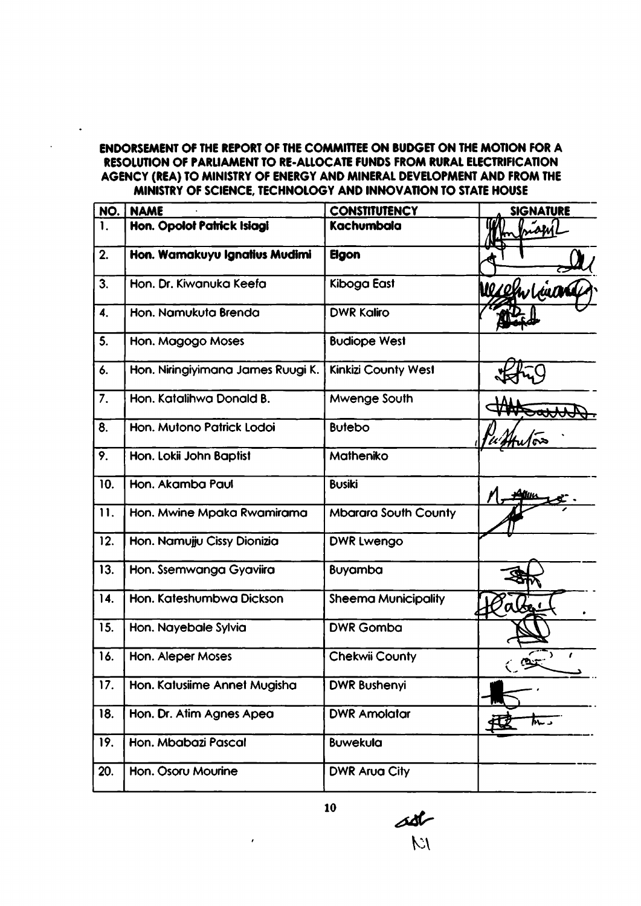**ENDORSEMENT OF THE REPORT OF THE COMMITTEE ON BUDGET ON THE MOTION FOR A RESOLUTION OF PARLIAMENT TO RE-ALLOCATE FUNDS FROM RURAL ELECTRIFICATION AGENCY (REA) TO MINISTRY OF ENERGY AND MINERAL DEVELOPMENT AND FROM THE MINISTRY OF SCIENCE, TECHNOLOGY AND INNOVATION TO STATE HOUSE**

| NO. | NAME | CONSTITUENCY | SIGNATURE |
|---|---|---|---|
| 1. | **Hon. Opolot Patrick Isiagi** | **Kachumbala** | [signature] |
| 2. | **Hon. Wamakuyu Ignatius Mudimi** | **Elgon** | [signature] |
| 3. | Hon. Dr. Kiwanuka Keefa | Kiboga East | [signature] |
| 4. | Hon. Namukuta Brenda | DWR Kaliro | [signature] |
| 5. | Hon. Magogo Moses | Budiope West | |
| 6. | Hon. Niringiyimana James Ruugi K. | Kinkizi County West | [signature] |
| 7. | Hon. Katalihwa Donald B. | Mwenge South | [signature] |
| 8. | Hon. Mutono Patrick Lodoi | Butebo | [signature] |
| 9. | Hon. Lokii John Baptist | Matheniko | |
| 10. | Hon. Akamba Paul | Busiki | [signature] |
| 11. | Hon. Mwine Mpaka Rwamirama | Mbarara South County | [signature] |
| 12. | Hon. Namujju Cissy Dionizia | DWR Lwengo | |
| 13. | Hon. Ssemwanga Gyaviira | Buyamba | [signature] |
| 14. | Hon. Kateshumbwa Dickson | Sheema Municipality | [signature] |
| 15. | Hon. Nayebale Sylvia | DWR Gomba | [signature] |
| 16. | Hon. Aleper Moses | Chekwii County | [signature] |
| 17. | Hon. Katusiime Annet Mugisha | DWR Bushenyi | [signature] |
| 18. | Hon. Dr. Atim Agnes Apea | DWR Amolatar | [signature] |
| 19. | Hon. Mbabazi Pascal | Buwekula | |
| 20. | Hon. Osoru Mourine | DWR Arua City | |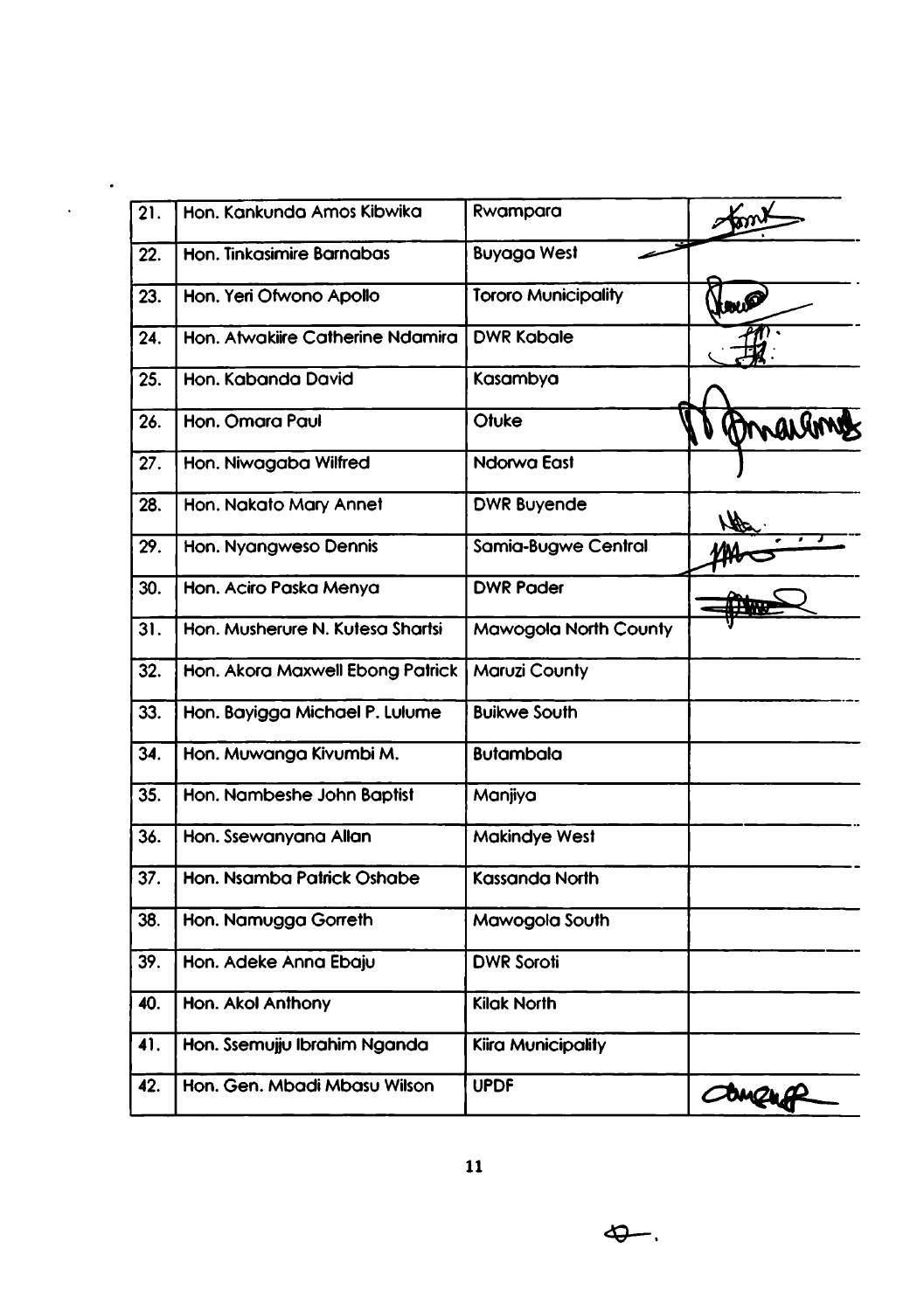| 21. | Hon. Kankunda Amos Kibwika | Rwampara | |
|---|---|---|---|
| 22. | Hon. Tinkasimire Barnabas | Buyaga West | |
| 23. | Hon. Yeri Ofwono Apollo | Tororo Municipality | |
| 24. | Hon. Atwakiire Catherine Ndamira | DWR Kabale | |
| 25. | Hon. Kabanda David | Kasambya | |
| 26. | Hon. Omara Paul | Otuke | |
| 27. | Hon. Niwagaba Wilfred | Ndorwa East | |
| 28. | Hon. Nakato Mary Annet | DWR Buyende | |
| 29. | Hon. Nyangweso Dennis | Samia-Bugwe Central | |
| 30. | Hon. Aciro Paska Menya | DWR Pader | |
| 31. | Hon. Musherure N. Kutesa Shartsi | Mawogola North County | |
| 32. | Hon. Akora Maxwell Ebong Patrick | Maruzi County | |
| 33. | Hon. Bayigga Michael P. Lulume | Buikwe South | |
| 34. | Hon. Muwanga Kivumbi M. | Butambala | |
| 35. | Hon. Nambeshe John Baptist | Manjiya | |
| 36. | Hon. Ssewanyana Allan | Makindye West | |
| 37. | Hon. Nsamba Patrick Oshabe | Kassanda North | |
| 38. | Hon. Namugga Gorreth | Mawogola South | |
| 39. | Hon. Adeke Anna Ebaju | DWR Soroti | |
| 40. | Hon. Akol Anthony | Kilak North | |
| 41. | Hon. Ssemujju Ibrahim Nganda | Kiira Municipality | |
| 42. | Hon. Gen. Mbadi Mbasu Wilson | UPDF | |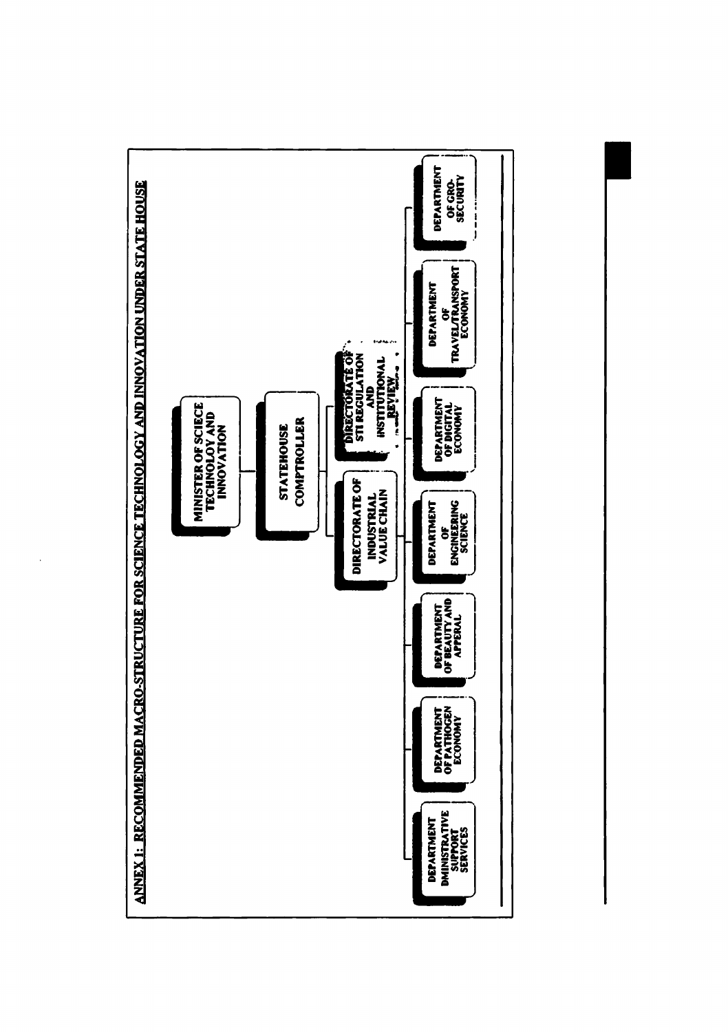## ANNEX 1: RECOMMENDED MACRO-STRUCTURE FOR SCIENCE TECHNOLOGY AND INNOVATION UNDER STATE HOUSE

- MINISTER OF SCIECE TECHNOLOY AND INNOVATION
  - STATEHOUSE COMPTROLLER
    - DIRECTORATE OF INDUSTRIAL VALUE CHAIN
    - DIRECTORATE OF STI REGULATION AND INSTITUTIONAL REVIEW
      - DEPARTMENT DMINISTRATIVE SUPPORT SERVICES
      - DEPARTMENT OF PATHOGEN ECONOMY
      - DEPARTMENT OF BEAUTY AND APPERAL
      - DEPARTMENT OF ENGINEERING SCIENCE
      - DEPARTMENT OF DIGITAL ECONOMY
      - DEPARTMENT OF TRAVEL/TRANSPORT ECONOMY
      - DEPARTMENT OF GRO-SECURITY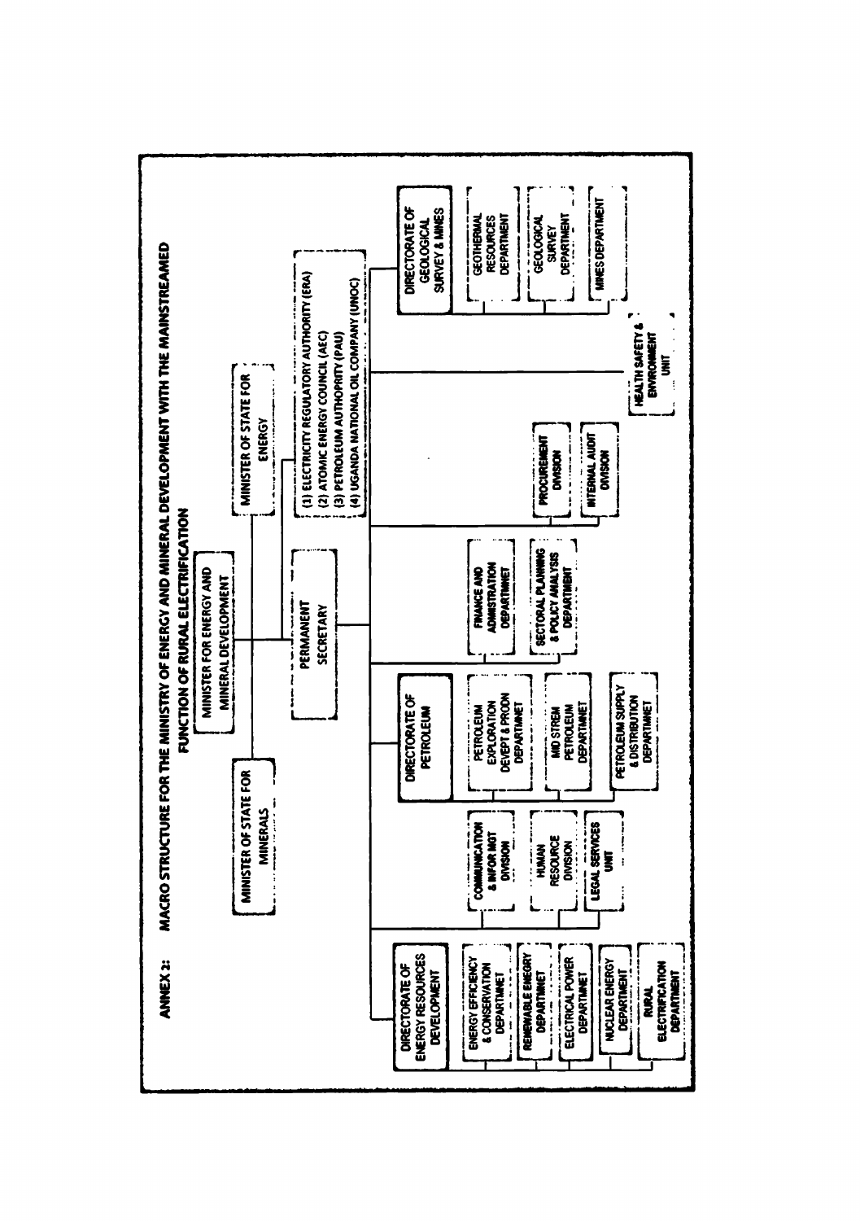**ANNEX 2: MACRO STRUCTURE FOR THE MINISTRY OF ENERGY AND MINERAL DEVELOPMENT WITH THE MAINSTREAMED FUNCTION OF RURAL ELECTRIFICATION**

- MINISTER FOR ENERGY AND MINERAL DEVELOPMENT
  - MINISTER OF STATE FOR MINERALS
  - MINISTER OF STATE FOR ENERGY
    - (1) ELECTRICITY REGULATORY AUTHORITY (ERA)
    - (2) ATOMIC ENERGY COUNCIL (AEC)
    - (3) PETROLEUM AUTHORITY (PAU)
    - (4) UGANDA NATIONAL OIL COMPANY (UNOC)
  - PERMANENT SECRETARY
    - DIRECTORATE OF ENERGY RESOURCES DEVELOPMENT
      - ENERGY EFFICIENCY & CONSERVATION DEPARTMNET
      - RENEWABLE EMERGY DEPARTMNET
      - ELECTRICAL POWER DEPARTMNET
      - NUCLEAR ENERGY DEPARTMENT
      - RURAL ELECTRIFICATION DEPARTMENT
    - COMMUNICATION & INFOR MGT DIVISION
    - HUMAN RESOURCE DIVISION
    - LEGAL SERVICES UNIT
    - DIRECTORATE OF PETROLEUM
      - PETROLEUM EXPLORATION DEVEPT & PRODN DEPARTMNET
      - MID STREM PETROLEUM DEPARTMNET
      - PETROLEUM SUPPLY & DISTRIBUTION DEPARTMNET
    - FINANCE AND ADMINISTRATION DEPARTMNET
    - SECTORAL PLANNING & POLICY ANALYSIS DEPARTMENT
    - PROCUREMENT DIVISION
    - INTERNAL AUDIT DIVISION
    - HEALTH SAFETY & ENVIRONMENT UNIT
    - DIRECTORATE OF GEOLOGICAL SURVEY & MINES
      - GEOTHERMAL RESOURCES DEPARTMENT
      - GEOLOGICAL SURVEY DEPARTMENT
      - MINES DEPARTMENT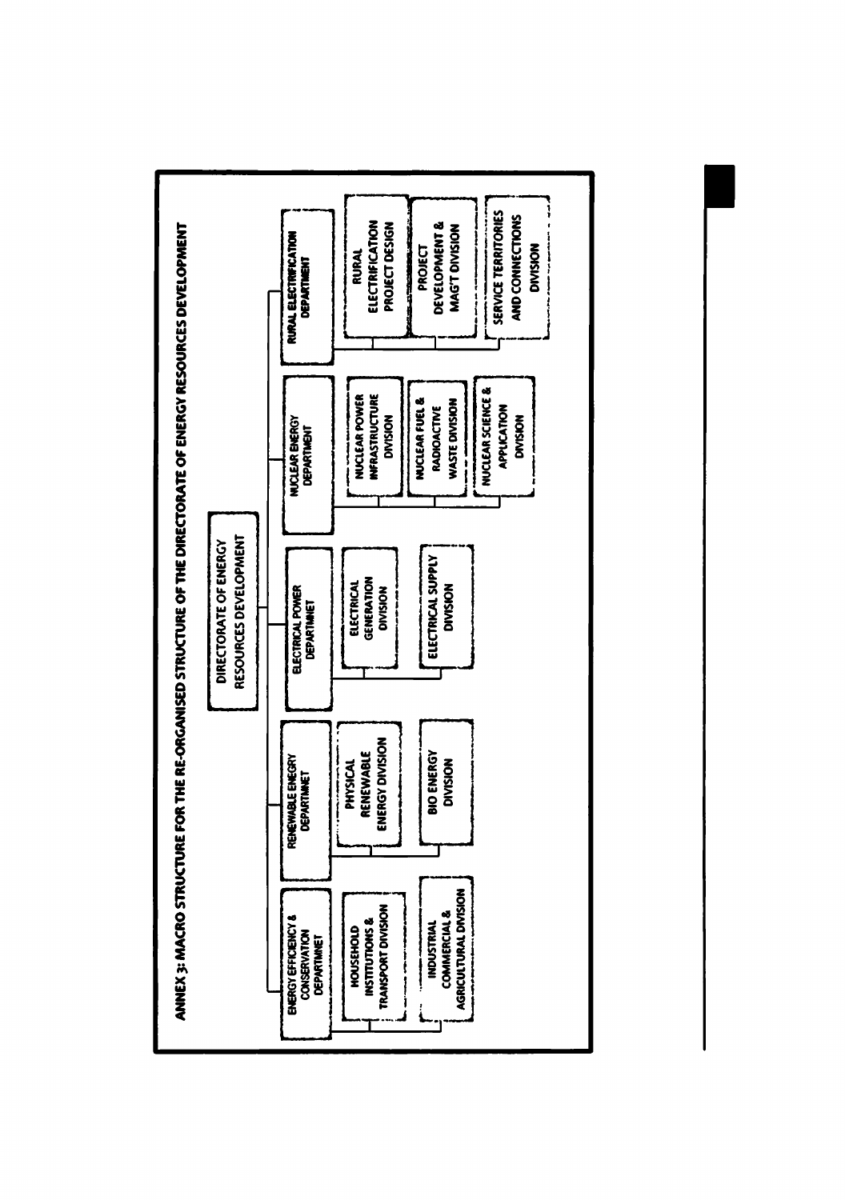## ANNEX 3: MACRO STRUCTURE FOR THE RE-ORGANISED STRUCTURE OF THE DIRECTORATE OF ENERGY RESOURCES DEVELOPMENT

**DIRECTORATE OF ENERGY RESOURCES DEVELOPMENT**

- **ENERGY EFFICIENCY & CONSERVATION DEPARTMNET**
  - HOUSEHOLD INSTITUTIONS & TRANSPORT DIVISION
  - INDUSTRIAL COMMERCIAL & AGRICULTURAL DIVISION
- **RENEWABLE ENEGRY DEPARTMNET**
  - PHYSICAL RENEWABLE ENERGY DIVISION
  - BIO ENERGY DIVISION
- **ELECTRICAL POWER DEPARTMNET**
  - ELECTRICAL GENERATION DIVISION
  - ELECTRICAL SUPPLY DIVISION
- **NUCLEAR ENERGY DEPARTMENT**
  - NUCLEAR POWER INFRASTRUCTURE DIVISION
  - NUCLEAR FUEL & RADIOACTIVE WASTE DIVISION
  - NUCLEAR SCIENCE & APPLICATION DIVISION
- **RURAL ELECTRIFICATION DEPARTMENT**
  - RURAL ELECTRIFICATION PROJECT DESIGN
  - PROJECT DEVELOPMENT & MAG'T DIVISION
  - SERVICE TERRITORIES AND CONNECTIONS DIVISION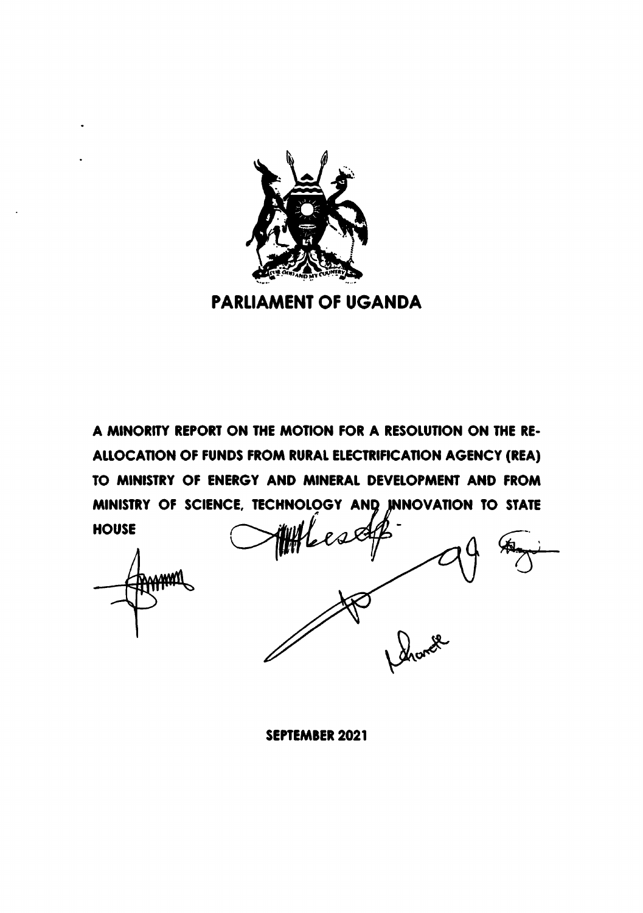# PARLIAMENT OF UGANDA

**A MINORITY REPORT ON THE MOTION FOR A RESOLUTION ON THE RE-ALLOCATION OF FUNDS FROM RURAL ELECTRIFICATION AGENCY (REA) TO MINISTRY OF ENERGY AND MINERAL DEVELOPMENT AND FROM MINISTRY OF SCIENCE, TECHNOLOGY AND INNOVATION TO STATE HOUSE**

**SEPTEMBER 2021**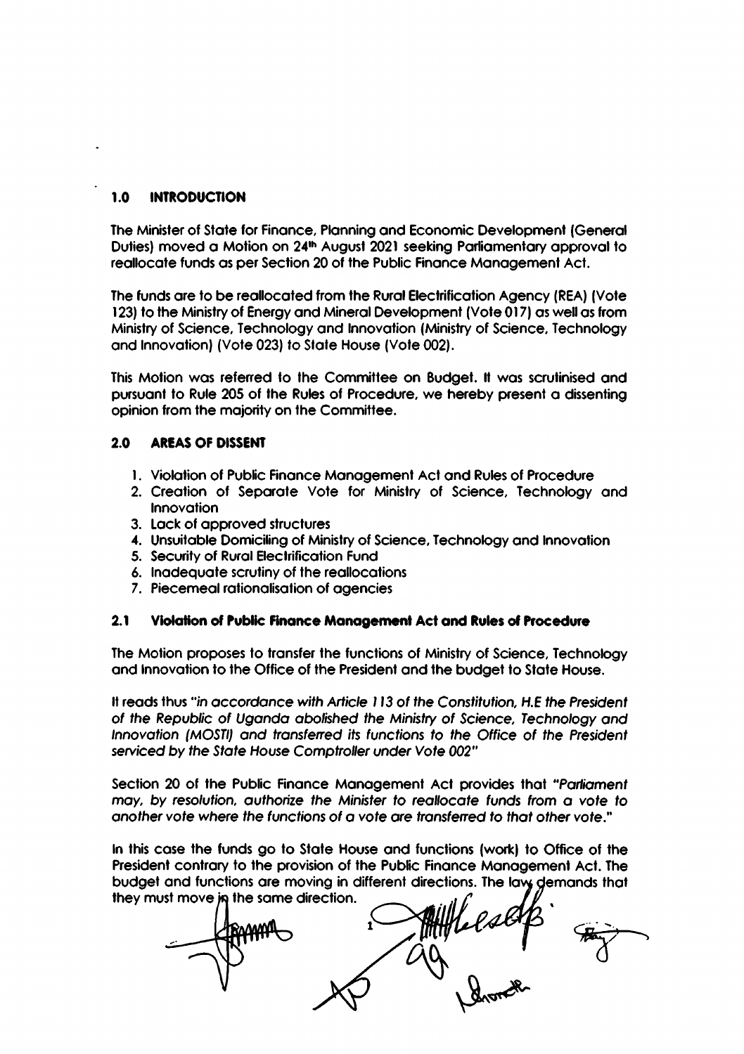## 1.0 INTRODUCTION

The Minister of State for Finance, Planning and Economic Development (General Duties) moved a Motion on 24th August 2021 seeking Parliamentary approval to reallocate funds as per Section 20 of the Public Finance Management Act.

The funds are to be reallocated from the Rural Electrification Agency (REA) (Vote 123) to the Ministry of Energy and Mineral Development (Vote 017) as well as from Ministry of Science, Technology and Innovation (Ministry of Science, Technology and Innovation) (Vote 023) to State House (Vote 002).

This Motion was referred to the Committee on Budget. It was scrutinised and pursuant to Rule 205 of the Rules of Procedure, we hereby present a dissenting opinion from the majority on the Committee.

## 2.0 AREAS OF DISSENT

1. Violation of Public Finance Management Act and Rules of Procedure
2. Creation of Separate Vote for Ministry of Science, Technology and Innovation
3. Lack of approved structures
4. Unsuitable Domiciling of Ministry of Science, Technology and Innovation
5. Security of Rural Electrification Fund
6. Inadequate scrutiny of the reallocations
7. Piecemeal rationalisation of agencies

### 2.1 Violation of Public Finance Management Act and Rules of Procedure

The Motion proposes to transfer the functions of Ministry of Science, Technology and Innovation to the Office of the President and the budget to State House.

It reads thus "*in accordance with Article 113 of the Constitution, H.E the President of the Republic of Uganda abolished the Ministry of Science, Technology and Innovation (MOSTI) and transferred its functions to the Office of the President serviced by the State House Comptroller under Vote 002*"

Section 20 of the Public Finance Management Act provides that "*Parliament may, by resolution, authorize the Minister to reallocate funds from a vote to another vote where the functions of a vote are transferred to that other vote.*"

In this case the funds go to State House and functions (work) to Office of the President contrary to the provision of the Public Finance Management Act. The budget and functions are moving in different directions. The law demands that they must move in the same direction.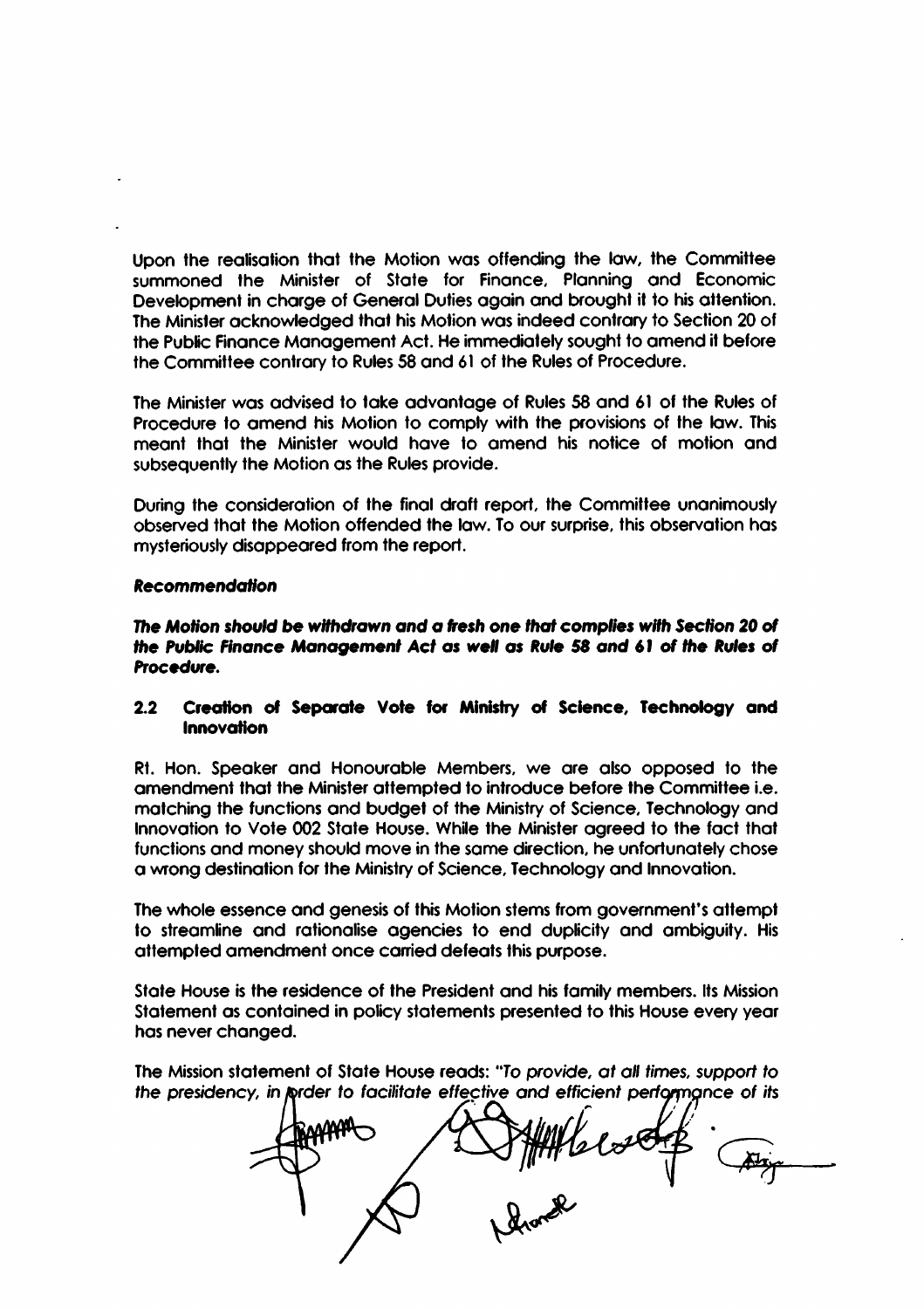Upon the realisation that the Motion was offending the law, the Committee summoned the Minister of State for Finance, Planning and Economic Development in charge of General Duties again and brought it to his attention. The Minister acknowledged that his Motion was indeed contrary to Section 20 of the Public Finance Management Act. He immediately sought to amend it before the Committee contrary to Rules 58 and 61 of the Rules of Procedure.

The Minister was advised to take advantage of Rules 58 and 61 of the Rules of Procedure to amend his Motion to comply with the provisions of the law. This meant that the Minister would have to amend his notice of motion and subsequently the Motion as the Rules provide.

During the consideration of the final draft report, the Committee unanimously observed that the Motion offended the law. To our surprise, this observation has mysteriously disappeared from the report.

***Recommendation***

***The Motion should be withdrawn and a fresh one that complies with Section 20 of the Public Finance Management Act as well as Rule 58 and 61 of the Rules of Procedure.***

### 2.2 Creation of Separate Vote for Ministry of Science, Technology and Innovation

Rt. Hon. Speaker and Honourable Members, we are also opposed to the amendment that the Minister attempted to introduce before the Committee i.e. matching the functions and budget of the Ministry of Science, Technology and Innovation to Vote 002 State House. While the Minister agreed to the fact that functions and money should move in the same direction, he unfortunately chose a wrong destination for the Ministry of Science, Technology and Innovation.

The whole essence and genesis of this Motion stems from government's attempt to streamline and rationalise agencies to end duplicity and ambiguity. His attempted amendment once carried defeats this purpose.

State House is the residence of the President and his family members. Its Mission Statement as contained in policy statements presented to this House every year has never changed.

The Mission statement of State House reads: "*To provide, at all times, support to the presidency, in order to facilitate effective and efficient performance of its*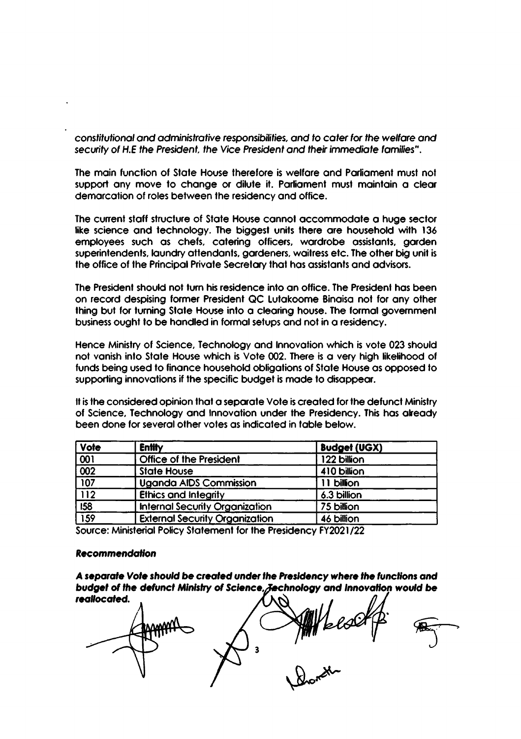*constitutional and administrative responsibilities, and to cater for the welfare and security of H.E the President, the Vice President and their immediate families".*

The main function of State House therefore is welfare and Parliament must not support any move to change or dilute it. Parliament must maintain a clear demarcation of roles between the residency and office.

The current staff structure of State House cannot accommodate a huge sector like science and technology. The biggest units there are household with 136 employees such as chefs, catering officers, wardrobe assistants, garden superintendents, laundry attendants, gardeners, waitress etc. The other big unit is the office of the Principal Private Secretary that has assistants and advisors.

The President should not turn his residence into an office. The President has been on record despising former President QC Lutakoome Binaisa not for any other thing but for turning State House into a clearing house. The formal government business ought to be handled in formal setups and not in a residency.

Hence Ministry of Science, Technology and Innovation which is vote 023 should not vanish into State House which is Vote 002. There is a very high likelihood of funds being used to finance household obligations of State House as opposed to supporting innovations if the specific budget is made to disappear.

It is the considered opinion that a separate Vote is created for the defunct Ministry of Science, Technology and Innovation under the Presidency. This has already been done for several other votes as indicated in table below.

| Vote | Entity | Budget (UGX) |
|---|---|---|
| 001 | Office of the President | 122 billion |
| 002 | State House | 410 billion |
| 107 | Uganda AIDS Commission | 11 billion |
| 112 | Ethics and Integrity | 6.3 billion |
| 158 | Internal Security Organization | 75 billion |
| 159 | External Security Organization | 46 billion |

Source: Ministerial Policy Statement for the Presidency FY2021/22

***Recommendation***

***A separate Vote should be created under the Presidency where the functions and budget of the defunct Ministry of Science, Technology and Innovation would be reallocated.***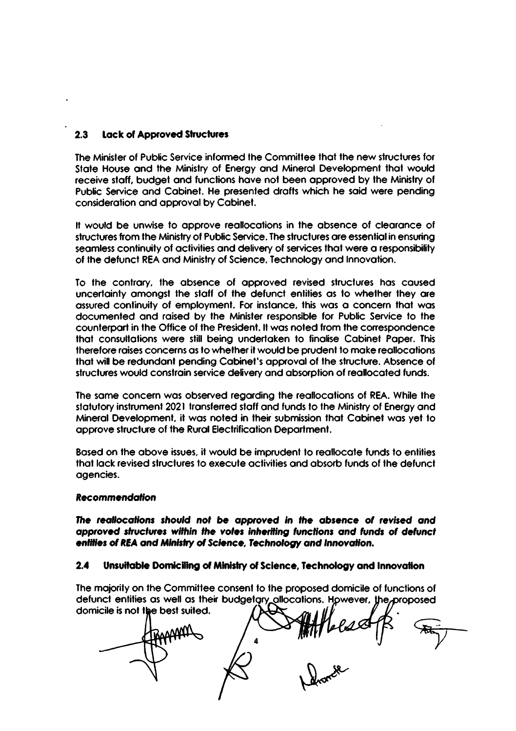## 2.3 Lack of Approved Structures

The Minister of Public Service informed the Committee that the new structures for State House and the Ministry of Energy and Mineral Development that would receive staff, budget and functions have not been approved by the Ministry of Public Service and Cabinet. He presented drafts which he said were pending consideration and approval by Cabinet.

It would be unwise to approve reallocations in the absence of clearance of structures from the Ministry of Public Service. The structures are essential in ensuring seamless continuity of activities and delivery of services that were a responsibility of the defunct REA and Ministry of Science, Technology and Innovation.

To the contrary, the absence of approved revised structures has caused uncertainty amongst the staff of the defunct entities as to whether they are assured continuity of employment. For instance, this was a concern that was documented and raised by the Minister responsible for Public Service to the counterpart in the Office of the President. It was noted from the correspondence that consultations were still being undertaken to finalise Cabinet Paper. This therefore raises concerns as to whether it would be prudent to make reallocations that will be redundant pending Cabinet's approval of the structure. Absence of structures would constrain service delivery and absorption of reallocated funds.

The same concern was observed regarding the reallocations of REA. While the statutory instrument 2021 transferred staff and funds to the Ministry of Energy and Mineral Development, it was noted in their submission that Cabinet was yet to approve structure of the Rural Electrification Department.

Based on the above issues, it would be imprudent to reallocate funds to entities that lack revised structures to execute activities and absorb funds of the defunct agencies.

***Recommendation***

***The reallocations should not be approved in the absence of revised and approved structures within the votes inheriting functions and funds of defunct entities of REA and Ministry of Science, Technology and Innovation.***

## 2.4 Unsuitable Domiciling of Ministry of Science, Technology and Innovation

The majority on the Committee consent to the proposed domicile of functions of defunct entities as well as their budgetary allocations. However, the proposed domicile is not the best suited.